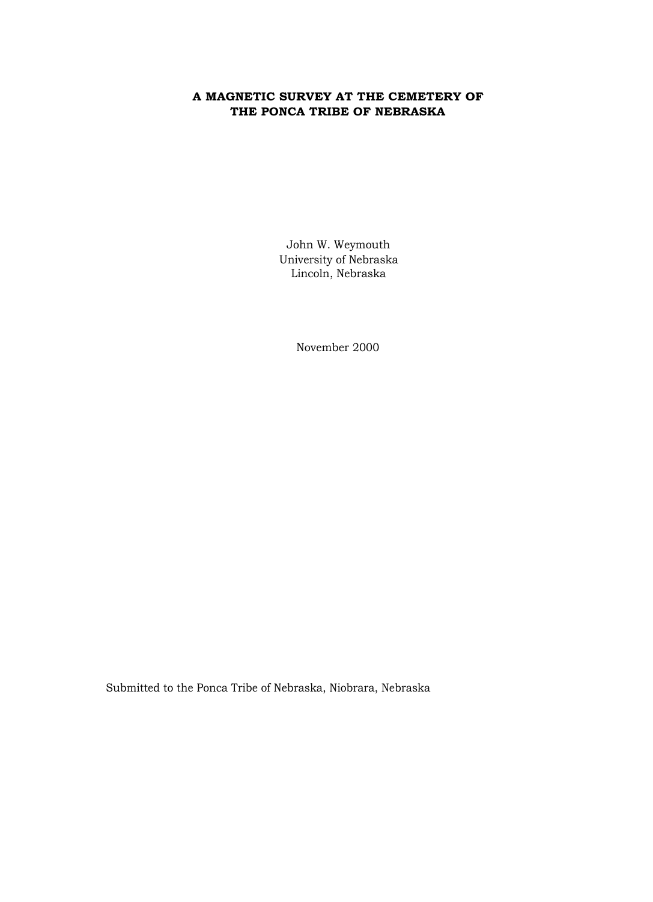# A MAGNETIC SURVEY AT THE CEMETERY OF THE PONCA TRIBE OF NEBRASKA

John W. Weymouth
University of Nebraska
Lincoln, Nebraska

November 2000

Submitted to the Ponca Tribe of Nebraska, Niobrara, Nebraska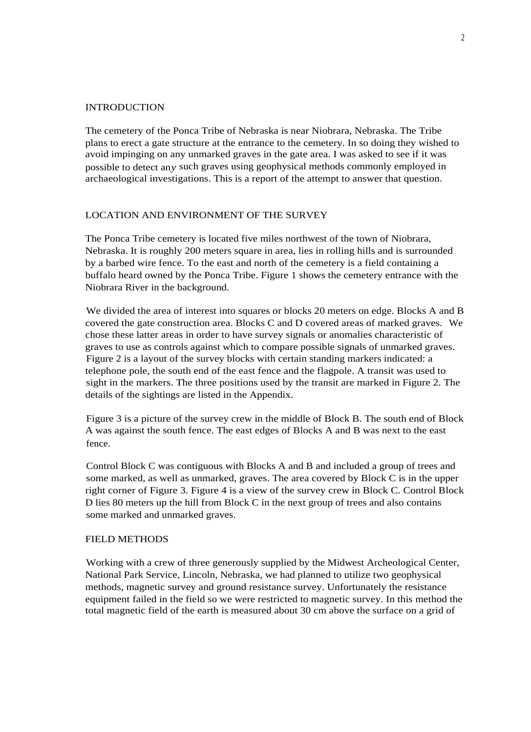## INTRODUCTION

The cemetery of the Ponca Tribe of Nebraska is near Niobrara, Nebraska. The Tribe plans to erect a gate structure at the entrance to the cemetery. In so doing they wished to avoid impinging on any unmarked graves in the gate area. I was asked to see if it was possible to detect any such graves using geophysical methods commonly employed in archaeological investigations. This is a report of the attempt to answer that question.

## LOCATION AND ENVIRONMENT OF THE SURVEY

The Ponca Tribe cemetery is located five miles northwest of the town of Niobrara, Nebraska. It is roughly 200 meters square in area, lies in rolling hills and is surrounded by a barbed wire fence. To the east and north of the cemetery is a field containing a buffalo heard owned by the Ponca Tribe. Figure 1 shows the cemetery entrance with the Niobrara River in the background.

We divided the area of interest into squares or blocks 20 meters on edge. Blocks A and B covered the gate construction area. Blocks C and D covered areas of marked graves. We chose these latter areas in order to have survey signals or anomalies characteristic of graves to use as controls against which to compare possible signals of unmarked graves. Figure 2 is a layout of the survey blocks with certain standing markers indicated: a telephone pole, the south end of the east fence and the flagpole. A transit was used to sight in the markers. The three positions used by the transit are marked in Figure 2. The details of the sightings are listed in the Appendix.

Figure 3 is a picture of the survey crew in the middle of Block B. The south end of Block A was against the south fence. The east edges of Blocks A and B was next to the east fence.

Control Block C was contiguous with Blocks A and B and included a group of trees and some marked, as well as unmarked, graves. The area covered by Block C is in the upper right corner of Figure 3. Figure 4 is a view of the survey crew in Block C. Control Block D lies 80 meters up the hill from Block C in the next group of trees and also contains some marked and unmarked graves.

## FIELD METHODS

Working with a crew of three generously supplied by the Midwest Archeological Center, National Park Service, Lincoln, Nebraska, we had planned to utilize two geophysical methods, magnetic survey and ground resistance survey. Unfortunately the resistance equipment failed in the field so we were restricted to magnetic survey. In this method the total magnetic field of the earth is measured about 30 cm above the surface on a grid of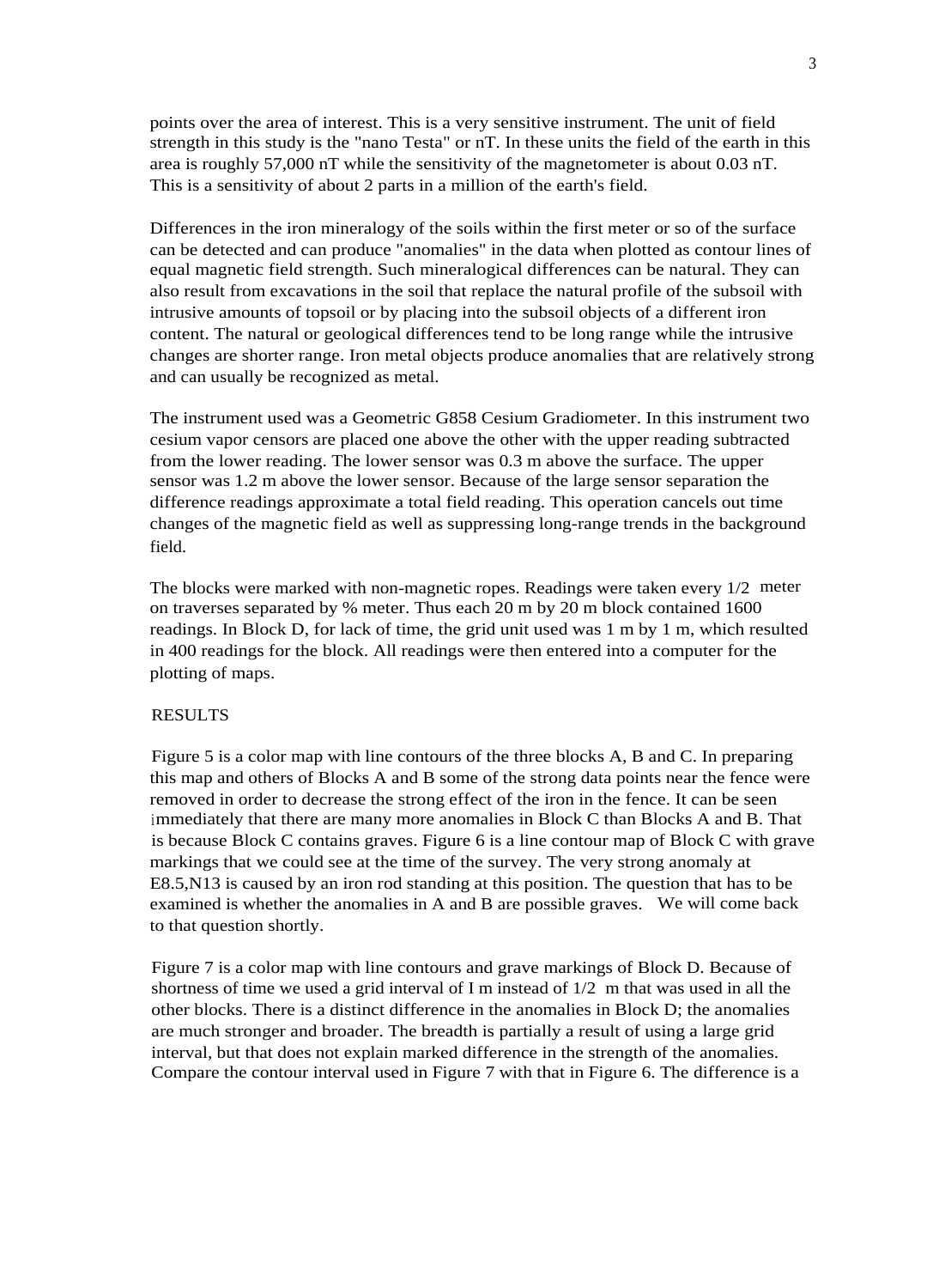points over the area of interest. This is a very sensitive instrument. The unit of field strength in this study is the "nano Testa" or nT. In these units the field of the earth in this area is roughly 57,000 nT while the sensitivity of the magnetometer is about 0.03 nT. This is a sensitivity of about 2 parts in a million of the earth's field.

Differences in the iron mineralogy of the soils within the first meter or so of the surface can be detected and can produce "anomalies" in the data when plotted as contour lines of equal magnetic field strength. Such mineralogical differences can be natural. They can also result from excavations in the soil that replace the natural profile of the subsoil with intrusive amounts of topsoil or by placing into the subsoil objects of a different iron content. The natural or geological differences tend to be long range while the intrusive changes are shorter range. Iron metal objects produce anomalies that are relatively strong and can usually be recognized as metal.

The instrument used was a Geometric G858 Cesium Gradiometer. In this instrument two cesium vapor censors are placed one above the other with the upper reading subtracted from the lower reading. The lower sensor was 0.3 m above the surface. The upper sensor was 1.2 m above the lower sensor. Because of the large sensor separation the difference readings approximate a total field reading. This operation cancels out time changes of the magnetic field as well as suppressing long-range trends in the background field.

The blocks were marked with non-magnetic ropes. Readings were taken every 1/2 meter on traverses separated by % meter. Thus each 20 m by 20 m block contained 1600 readings. In Block D, for lack of time, the grid unit used was 1 m by 1 m, which resulted in 400 readings for the block. All readings were then entered into a computer for the plotting of maps.

RESULTS

Figure 5 is a color map with line contours of the three blocks A, B and C. In preparing this map and others of Blocks A and B some of the strong data points near the fence were removed in order to decrease the strong effect of the iron in the fence. It can be seen immediately that there are many more anomalies in Block C than Blocks A and B. That is because Block C contains graves. Figure 6 is a line contour map of Block C with grave markings that we could see at the time of the survey. The very strong anomaly at E8.5,N13 is caused by an iron rod standing at this position. The question that has to be examined is whether the anomalies in A and B are possible graves. We will come back to that question shortly.

Figure 7 is a color map with line contours and grave markings of Block D. Because of shortness of time we used a grid interval of I m instead of 1/2 m that was used in all the other blocks. There is a distinct difference in the anomalies in Block D; the anomalies are much stronger and broader. The breadth is partially a result of using a large grid interval, but that does not explain marked difference in the strength of the anomalies. Compare the contour interval used in Figure 7 with that in Figure 6. The difference is a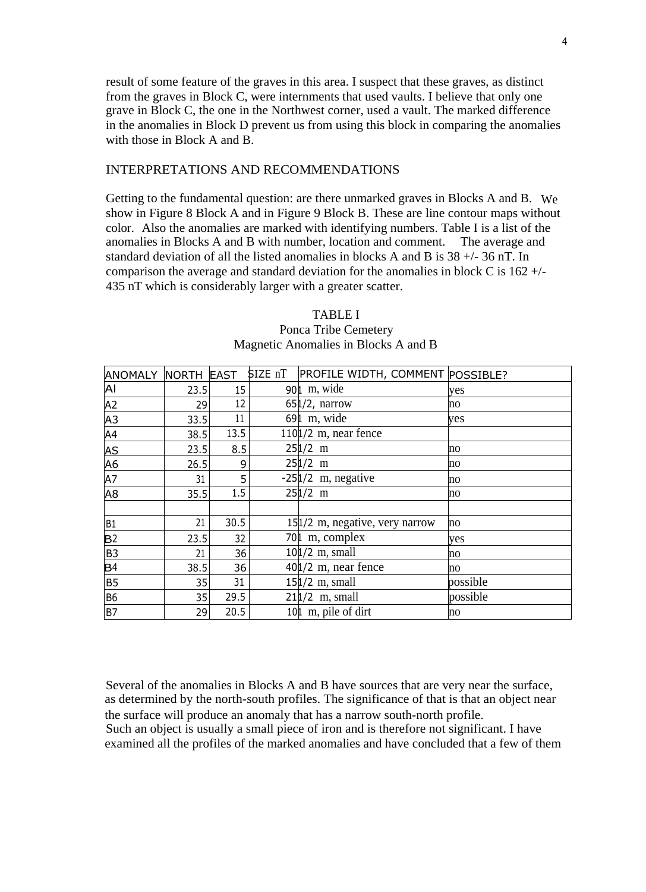result of some feature of the graves in this area. I suspect that these graves, as distinct from the graves in Block C, were internments that used vaults. I believe that only one grave in Block C, the one in the Northwest corner, used a vault. The marked difference in the anomalies in Block D prevent us from using this block in comparing the anomalies with those in Block A and B.

## INTERPRETATIONS AND RECOMMENDATIONS

Getting to the fundamental question: are there unmarked graves in Blocks A and B. We show in Figure 8 Block A and in Figure 9 Block B. These are line contour maps without color. Also the anomalies are marked with identifying numbers. Table I is a list of the anomalies in Blocks A and B with number, location and comment. The average and standard deviation of all the listed anomalies in blocks A and B is 38 +/- 36 nT. In comparison the average and standard deviation for the anomalies in block C is 162 +/- 435 nT which is considerably larger with a greater scatter.

TABLE I
Ponca Tribe Cemetery
Magnetic Anomalies in Blocks A and B

| ANOMALY | NORTH | EAST | SIZE nT | PROFILE WIDTH, COMMENT | POSSIBLE? |
|---|---|---|---|---|---|
| AI | 23.5 | 15 | 90 | 1 m, wide | yes |
| A2 | 29 | 12 | 65 | 1/2, narrow | no |
| A3 | 33.5 | 11 | 69 | 1 m, wide | yes |
| A4 | 38.5 | 13.5 | 110 | 1/2 m, near fence | |
| AS | 23.5 | 8.5 | 25 | 1/2 m | no |
| A6 | 26.5 | 9 | 25 | 1/2 m | no |
| A7 | 31 | 5 | -25 | 1/2 m, negative | no |
| A8 | 35.5 | 1.5 | 25 | 1/2 m | no |
| | | | | | |
| B1 | 21 | 30.5 | 15 | 1/2 m, negative, very narrow | no |
| B2 | 23.5 | 32 | 70 | 1 m, complex | yes |
| B3 | 21 | 36 | 10 | 1/2 m, small | no |
| B4 | 38.5 | 36 | 40 | 1/2 m, near fence | no |
| B5 | 35 | 31 | 15 | 1/2 m, small | possible |
| B6 | 35 | 29.5 | 21 | 1/2 m, small | possible |
| B7 | 29 | 20.5 | 10 | 1 m, pile of dirt | no |

Several of the anomalies in Blocks A and B have sources that are very near the surface, as determined by the north-south profiles. The significance of that is that an object near the surface will produce an anomaly that has a narrow south-north profile. Such an object is usually a small piece of iron and is therefore not significant. I have examined all the profiles of the marked anomalies and have concluded that a few of them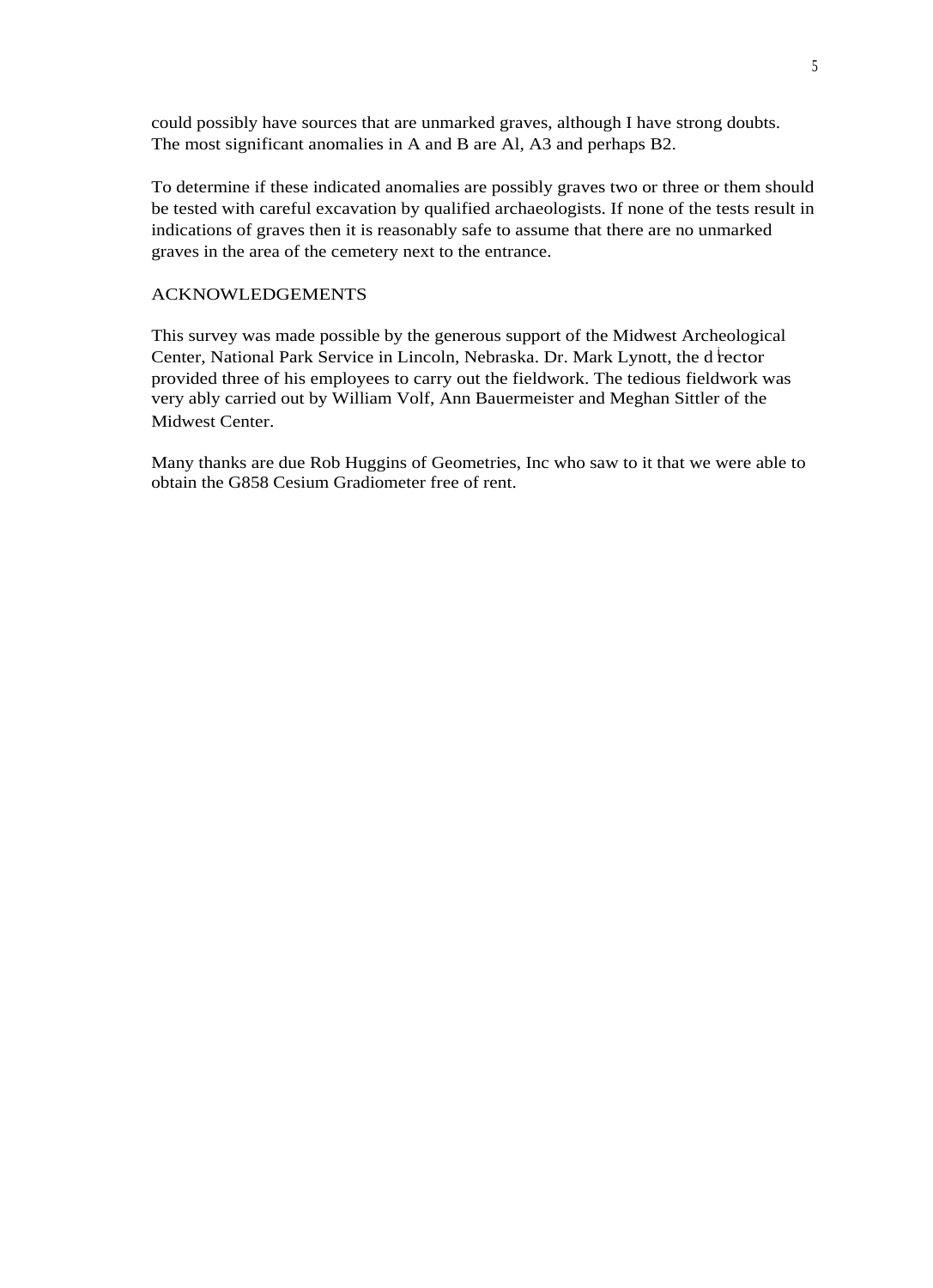could possibly have sources that are unmarked graves, although I have strong doubts. The most significant anomalies in A and B are Al, A3 and perhaps B2.

To determine if these indicated anomalies are possibly graves two or three or them should be tested with careful excavation by qualified archaeologists. If none of the tests result in indications of graves then it is reasonably safe to assume that there are no unmarked graves in the area of the cemetery next to the entrance.

## ACKNOWLEDGEMENTS

This survey was made possible by the generous support of the Midwest Archeological Center, National Park Service in Lincoln, Nebraska. Dr. Mark Lynott, the director provided three of his employees to carry out the fieldwork. The tedious fieldwork was very ably carried out by William Volf, Ann Bauermeister and Meghan Sittler of the Midwest Center.

Many thanks are due Rob Huggins of Geometries, Inc who saw to it that we were able to obtain the G858 Cesium Gradiometer free of rent.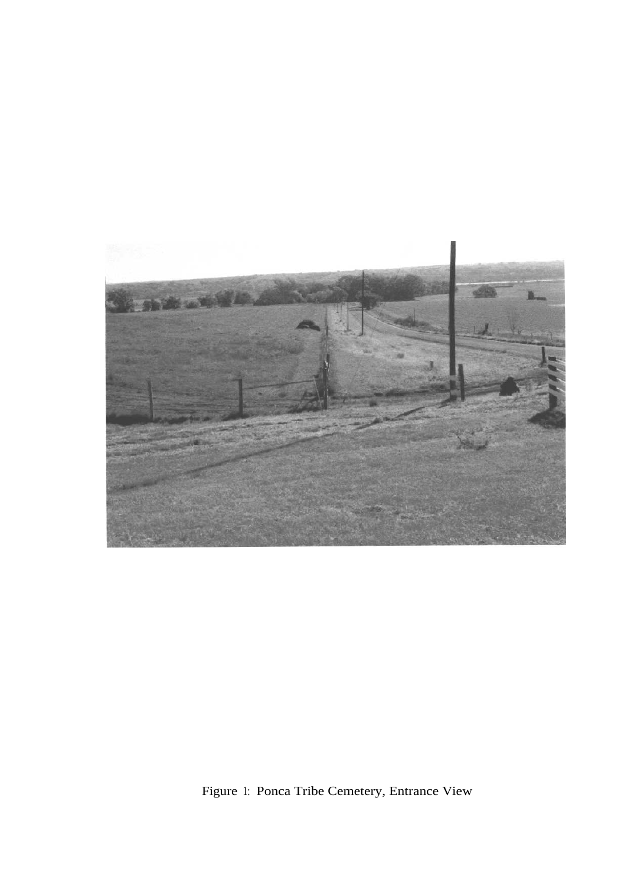Figure 1: Ponca Tribe Cemetery, Entrance View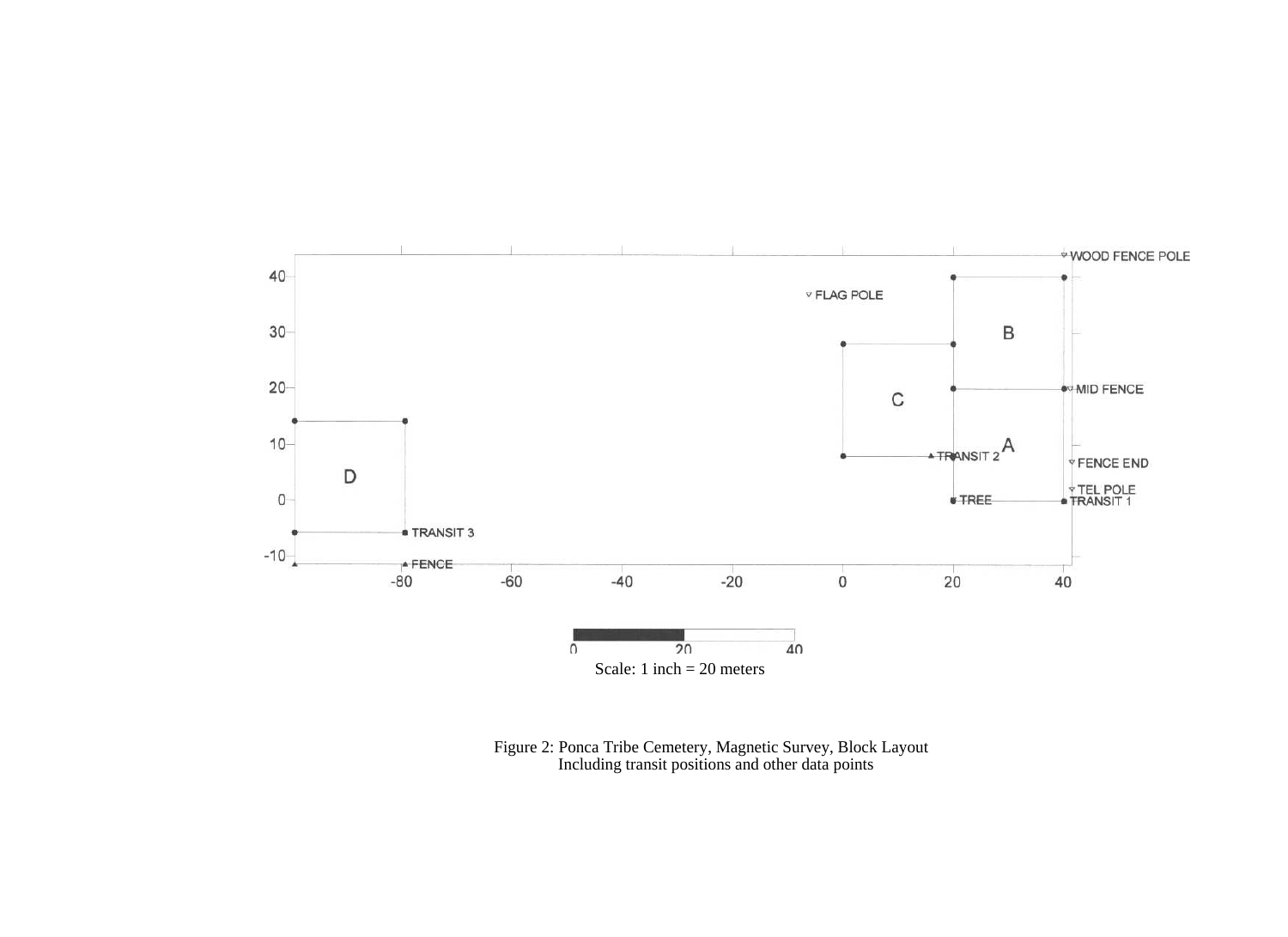Scale: 1 inch = 20 meters

Figure 2: Ponca Tribe Cemetery, Magnetic Survey, Block Layout
Including transit positions and other data points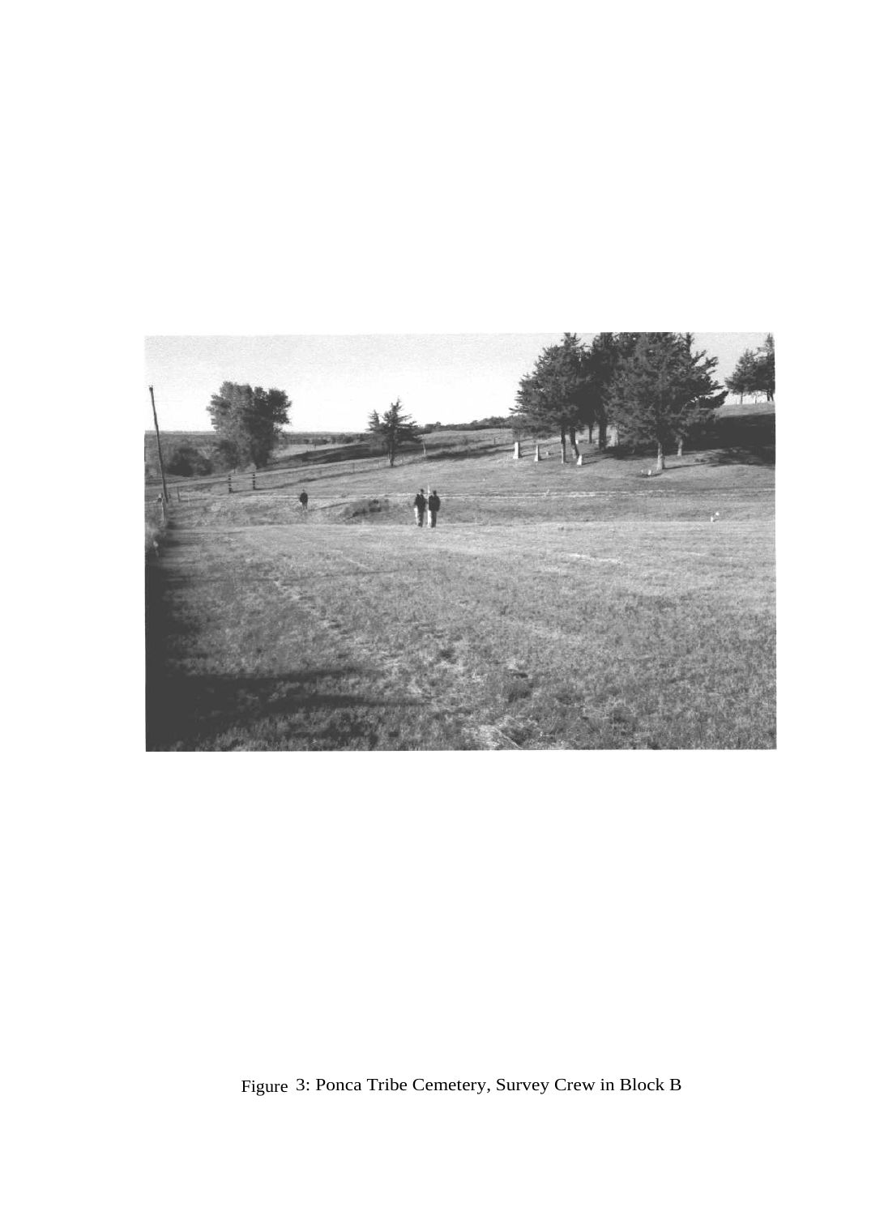Figure 3: Ponca Tribe Cemetery, Survey Crew in Block B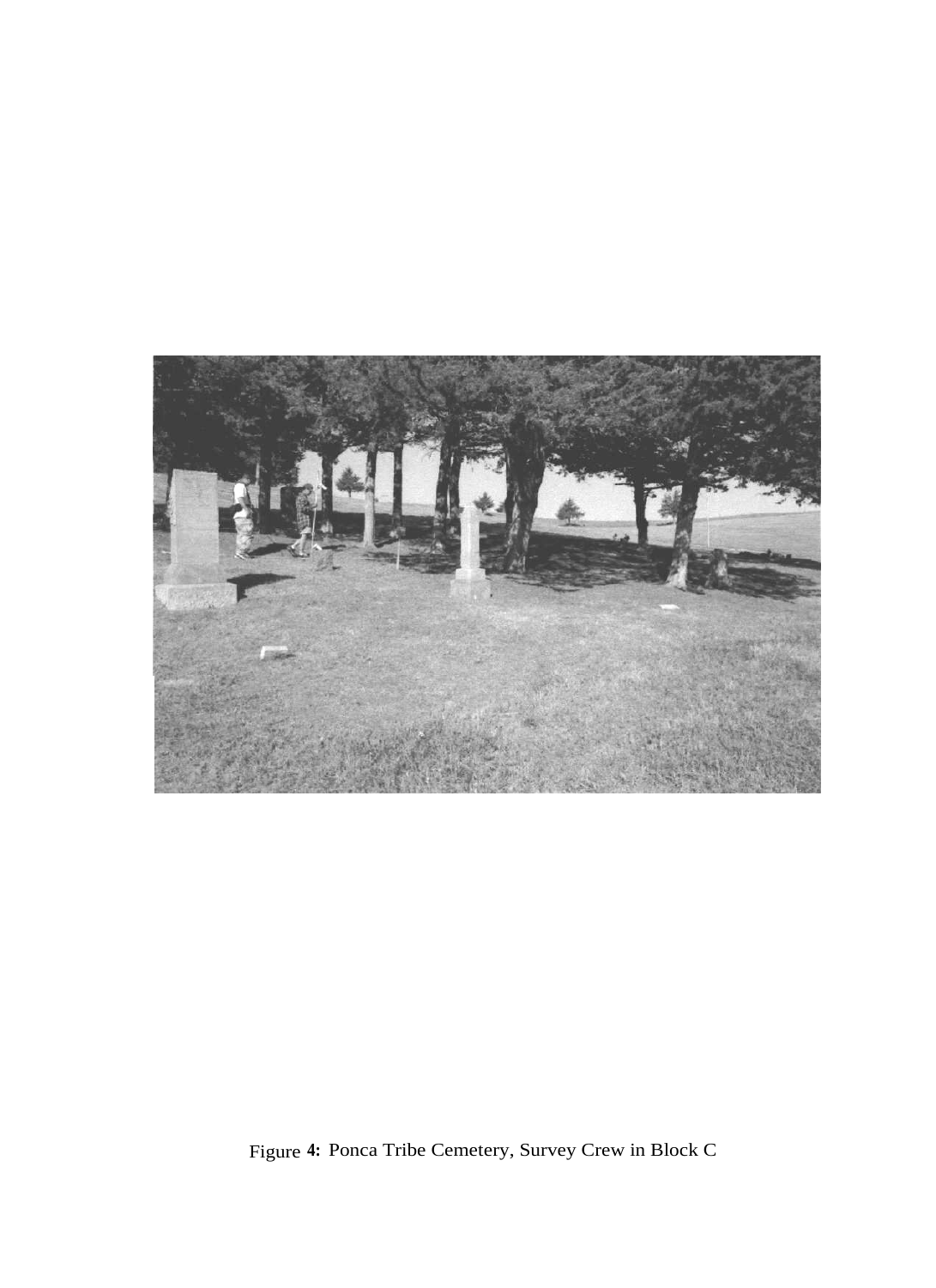Figure 4: Ponca Tribe Cemetery, Survey Crew in Block C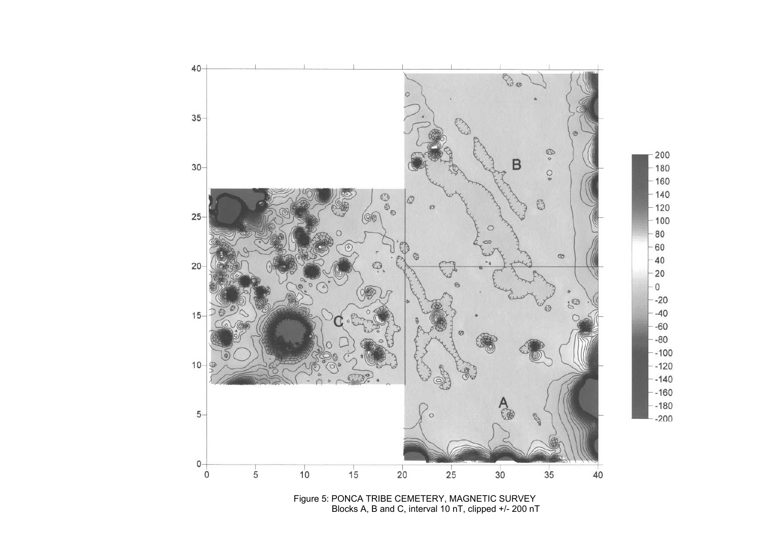Figure 5: PONCA TRIBE CEMETERY, MAGNETIC SURVEY
Blocks A, B and C, interval 10 nT, clipped +/- 200 nT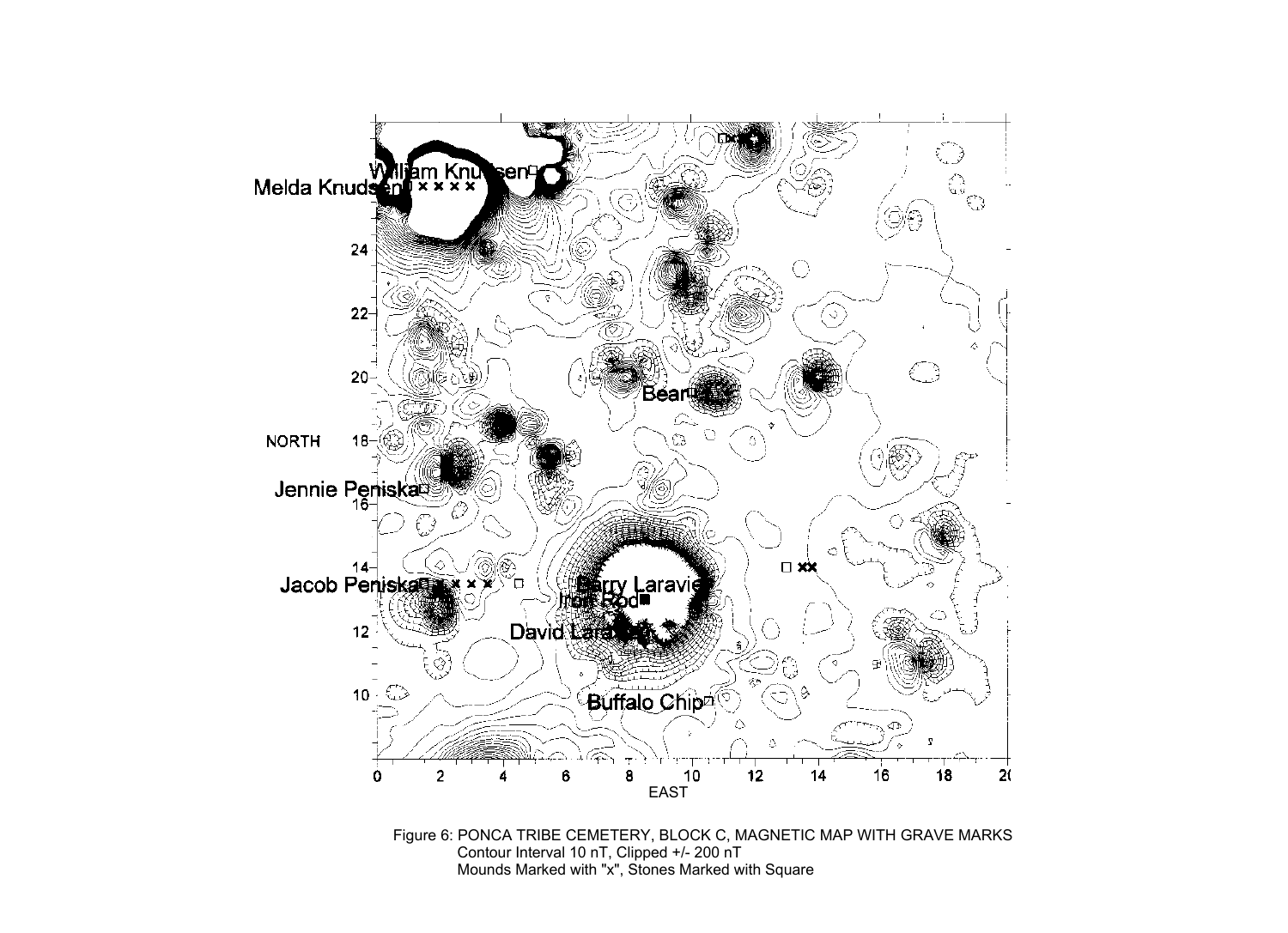Figure 6: PONCA TRIBE CEMETERY, BLOCK C, MAGNETIC MAP WITH GRAVE MARKS
Contour Interval 10 nT, Clipped +/- 200 nT
Mounds Marked with "x", Stones Marked with Square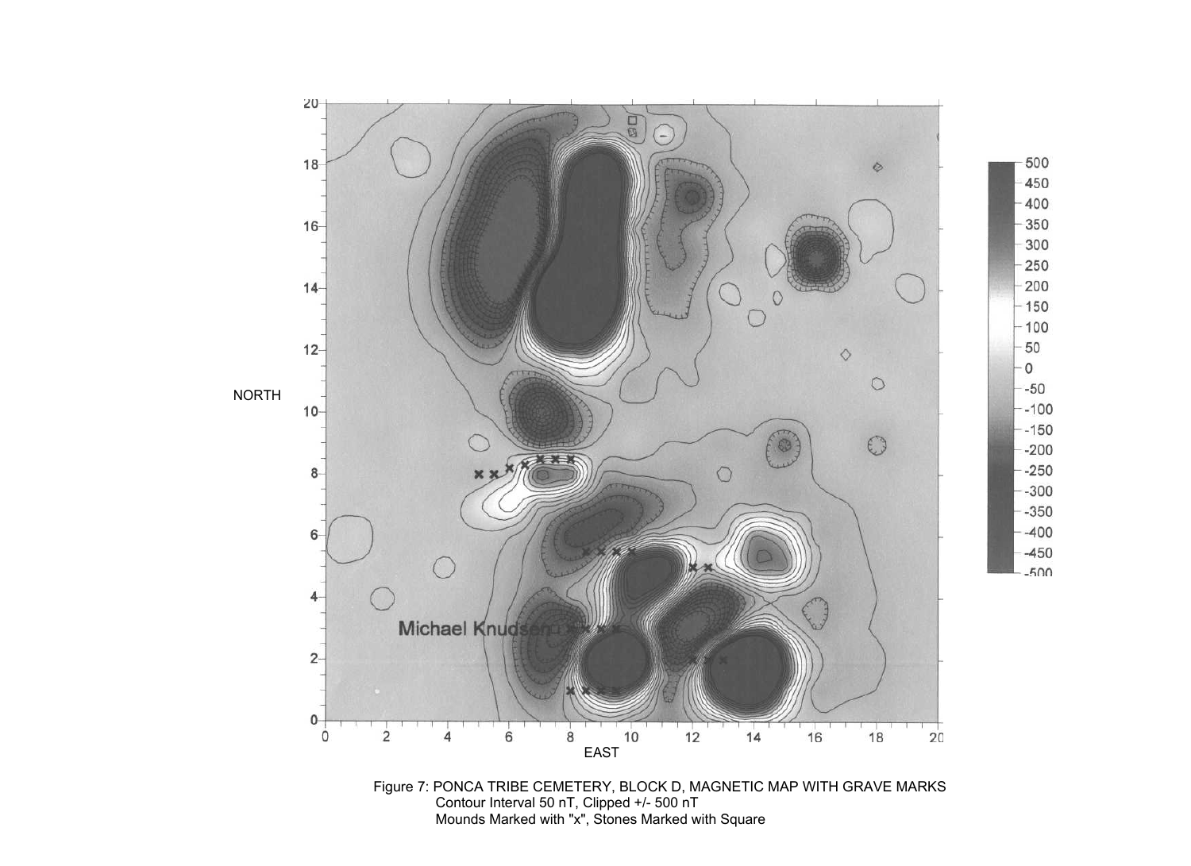Figure 7: PONCA TRIBE CEMETERY, BLOCK D, MAGNETIC MAP WITH GRAVE MARKS
Contour Interval 50 nT, Clipped +/- 500 nT
Mounds Marked with "x", Stones Marked with Square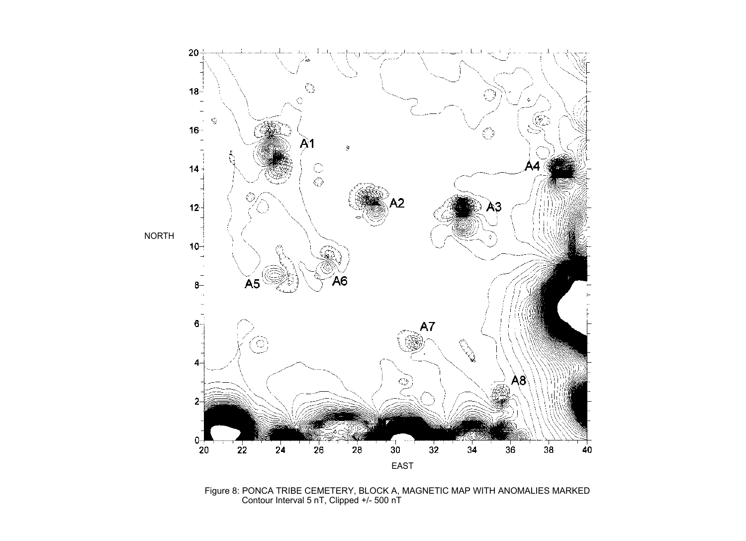Figure 8: PONCA TRIBE CEMETERY, BLOCK A, MAGNETIC MAP WITH ANOMALIES MARKED
Contour Interval 5 nT, Clipped +/- 500 nT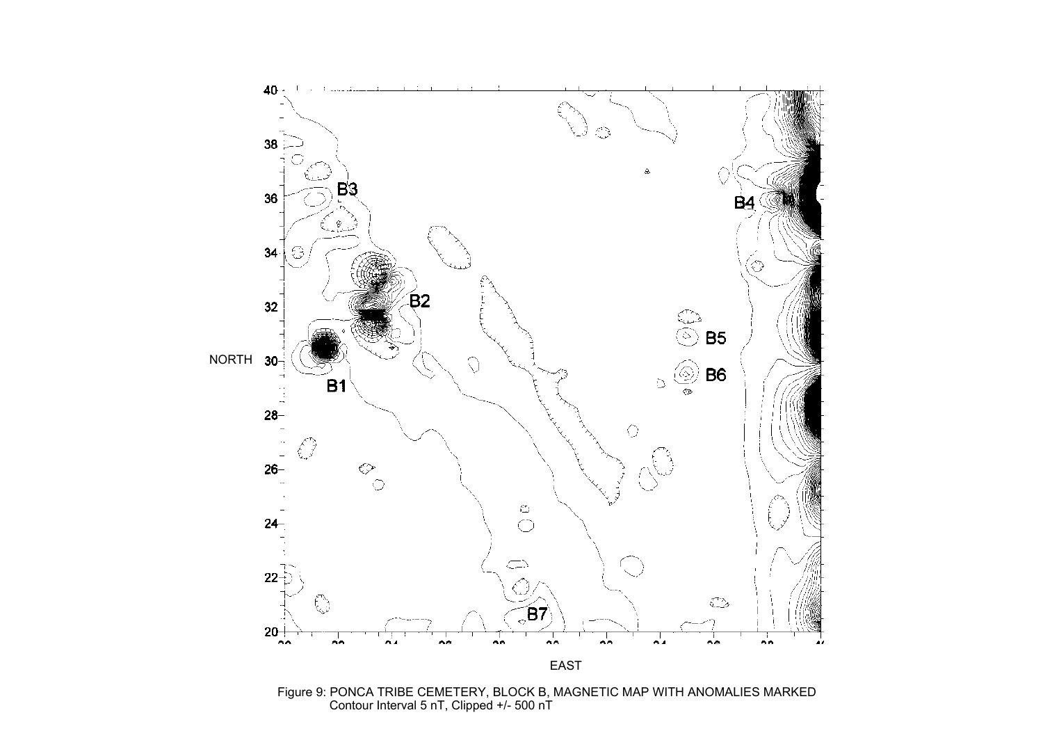Figure 9: PONCA TRIBE CEMETERY, BLOCK B, MAGNETIC MAP WITH ANOMALIES MARKED
Contour Interval 5 nT, Clipped +/- 500 nT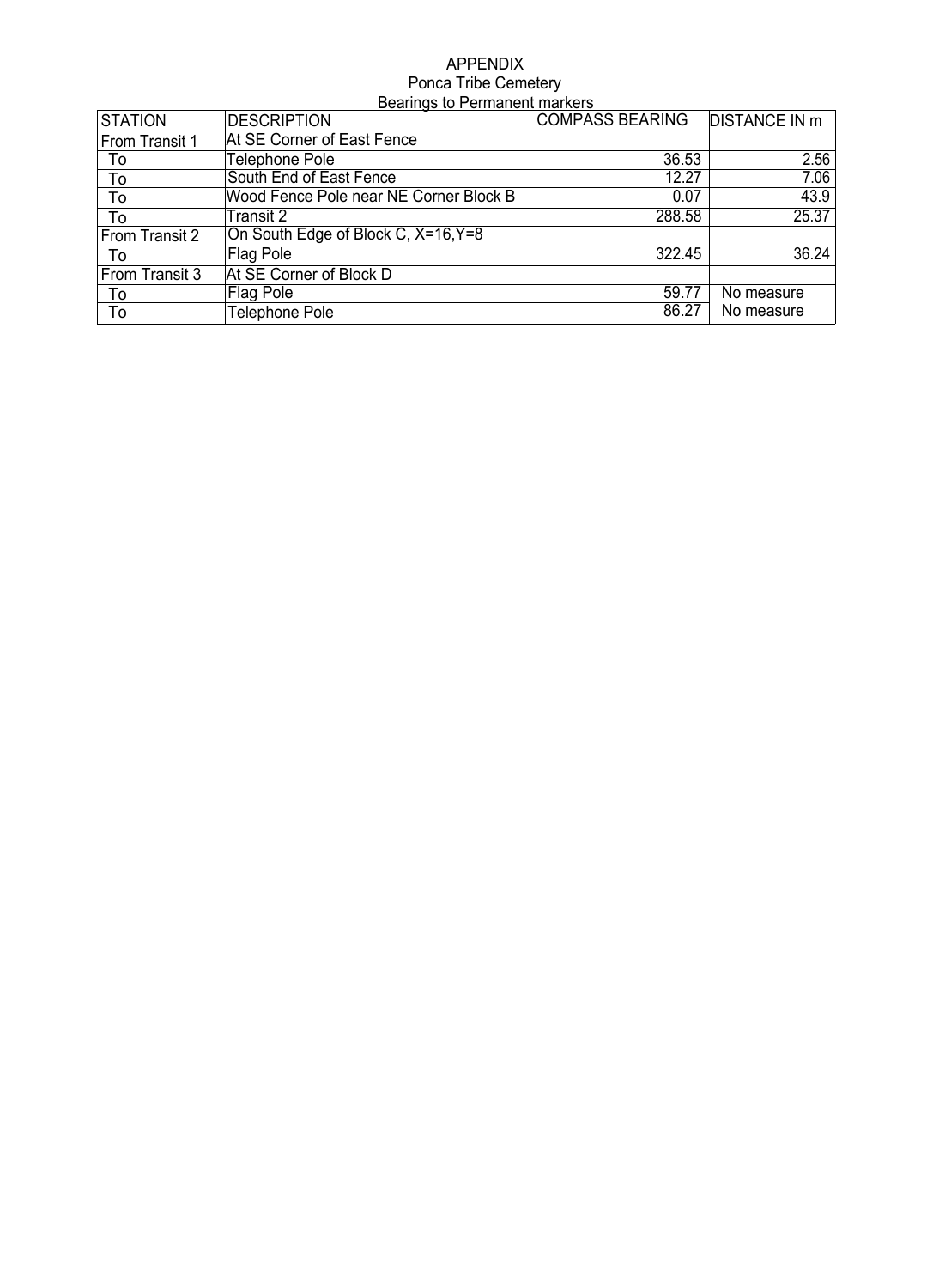# APPENDIX

## Ponca Tribe Cemetery

### Bearings to Permanent markers

| STATION | DESCRIPTION | COMPASS BEARING | DISTANCE IN m |
|---|---|---|---|
| From Transit 1 | At SE Corner of East Fence | | |
| To | Telephone Pole | 36.53 | 2.56 |
| To | South End of East Fence | 12.27 | 7.06 |
| To | Wood Fence Pole near NE Corner Block B | 0.07 | 43.9 |
| To | Transit 2 | 288.58 | 25.37 |
| From Transit 2 | On South Edge of Block C, X=16,Y=8 | | |
| To | Flag Pole | 322.45 | 36.24 |
| From Transit 3 | At SE Corner of Block D | | |
| To | Flag Pole | 59.77 | No measure |
| To | Telephone Pole | 86.27 | No measure |